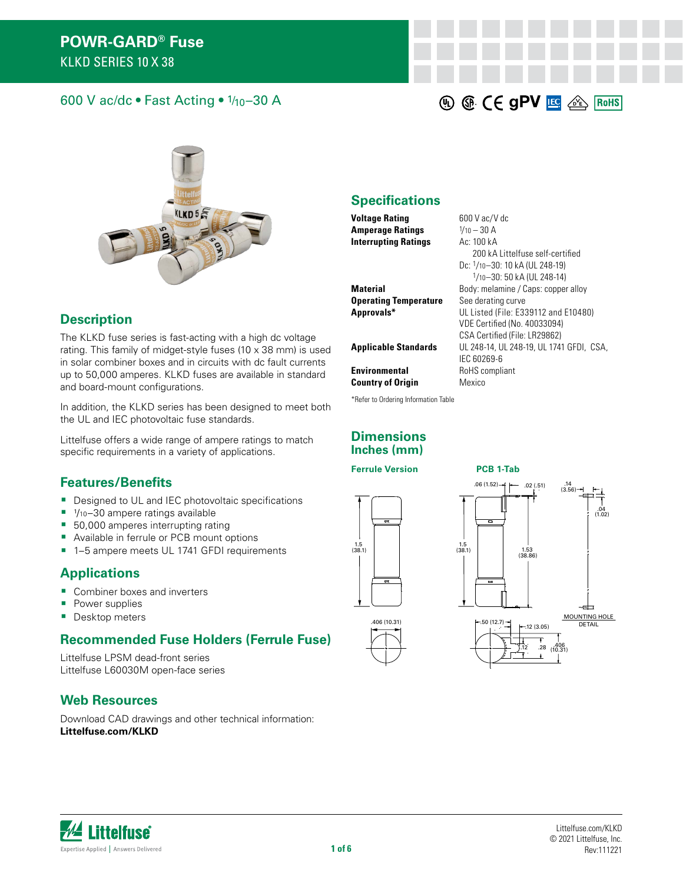# POWR-GARD® Fuse

KLKD SERIES 10 X 38

## 600 V ac/dc • Fast Acting • 1/10–30 A

## Description

The KLKD fuse series is fast-acting with a high dc voltage rating. This family of midget-style fuses (10 x 38 mm) is used in solar combiner boxes and in circuits with dc fault currents up to 50,000 amperes. KLKD fuses are available in standard and board-mount configurations.

In addition, the KLKD series has been designed to meet both the UL and IEC photovoltaic fuse standards.

Littelfuse offers a wide range of ampere ratings to match specific requirements in a variety of applications.

## Features/Benefits

- Designed to UL and IEC photovoltaic specifications
- 1/10–30 ampere ratings available
- 50,000 amperes interrupting rating
- Available in ferrule or PCB mount options
- 1–5 ampere meets UL 1741 GFDI requirements

## Applications

- Combiner boxes and inverters
- Power supplies
- Desktop meters

## Recommended Fuse Holders (Ferrule Fuse)

Littelfuse LPSM dead-front series
Littelfuse L60030M open-face series

## Web Resources

Download CAD drawings and other technical information:
**Littelfuse.com/KLKD**

## Specifications

| | |
|---|---|
| **Voltage Rating** | 600 V ac/V dc |
| **Amperage Ratings** | 1/10 – 30 A |
| **Interrupting Ratings** | Ac: 100 kA<br>200 kA Littelfuse self-certified<br>Dc: 1/10–30: 10 kA (UL 248-19)<br>1/10–30: 50 kA (UL 248-14) |
| **Material** | Body: melamine / Caps: copper alloy |
| **Operating Temperature** | See derating curve |
| **Approvals*** | UL Listed (File: E339112 and E10480)<br>VDE Certified (No. 40033094)<br>CSA Certified (File: LR29862) |
| **Applicable Standards** | UL 248-14, UL 248-19, UL 1741 GFDI, CSA, IEC 60269-6 |
| **Environmental** | RoHS compliant |
| **Country of Origin** | Mexico |

*Refer to Ordering Information Table

## Dimensions Inches (mm)

**Ferrule Version**

1.5 (38.1)
.406 (10.31)

**PCB 1-Tab**

.06 (1.52)
.02 (.51)
.14 (3.56)
.04 (1.02)
1.5 (38.1)
1.53 (38.86)
MOUNTING HOLE DETAIL
.50 (12.7)
.12 (3.05)
.12
.28
.406 (10.31)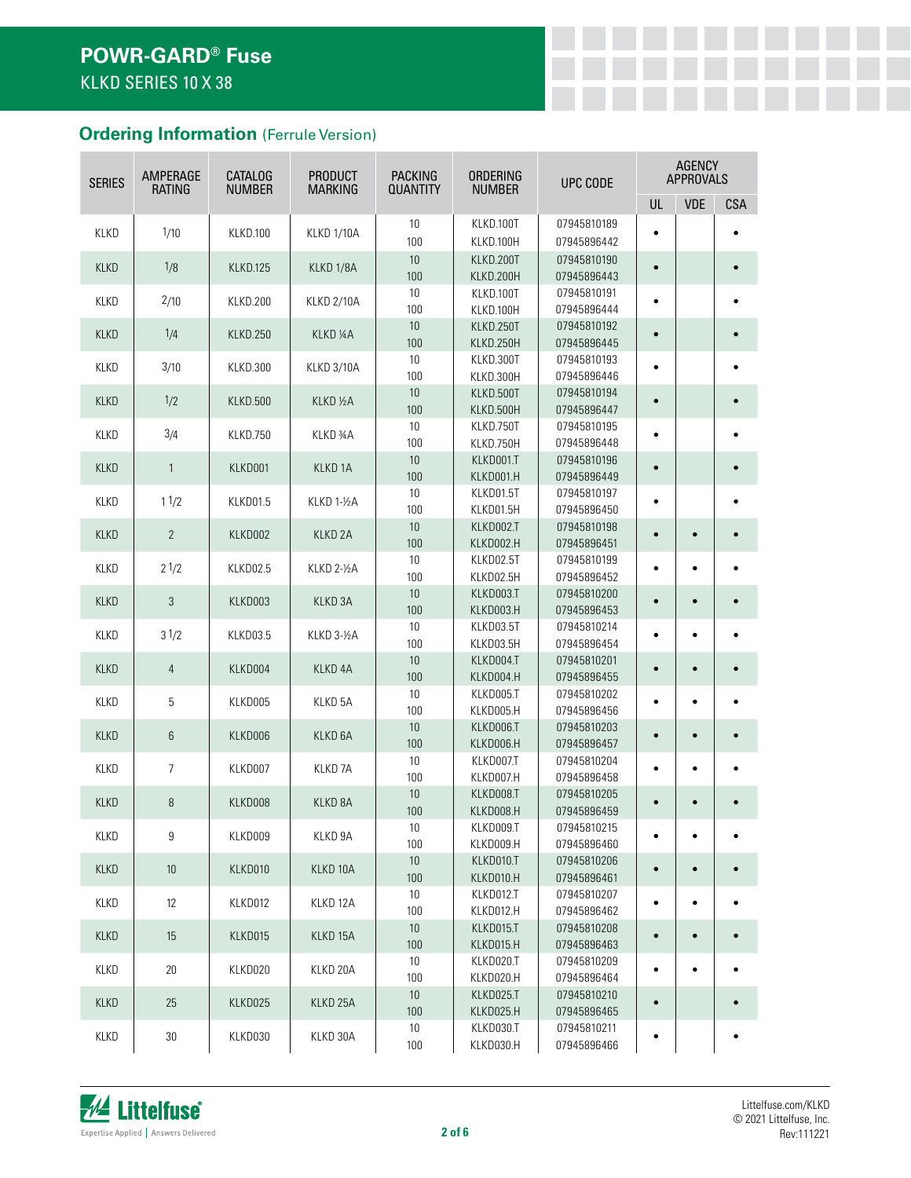# POWR-GARD® Fuse

KLKD SERIES 10 X 38

## Ordering Information (Ferrule Version)

| SERIES | AMPERAGE RATING | CATALOG NUMBER | PRODUCT MARKING | PACKING QUANTITY | ORDERING NUMBER | UPC CODE | AGENCY APPROVALS | | |
|---|---|---|---|---|---|---|---|---|---|
| | | | | | | | UL | VDE | CSA |
| KLKD | 1/10 | KLKD.100 | KLKD 1/10A | 10<br>100 | KLKD.100T<br>KLKD.100H | 07945810189<br>07945896442 | • | | • |
| KLKD | 1/8 | KLKD.125 | KLKD 1/8A | 10<br>100 | KLKD.200T<br>KLKD.200H | 07945810190<br>07945896443 | • | | • |
| KLKD | 2/10 | KLKD.200 | KLKD 2/10A | 10<br>100 | KLKD.100T<br>KLKD.100H | 07945810191<br>07945896444 | • | | • |
| KLKD | 1/4 | KLKD.250 | KLKD ¼A | 10<br>100 | KLKD.250T<br>KLKD.250H | 07945810192<br>07945896445 | • | | • |
| KLKD | 3/10 | KLKD.300 | KLKD 3/10A | 10<br>100 | KLKD.300T<br>KLKD.300H | 07945810193<br>07945896446 | • | | • |
| KLKD | 1/2 | KLKD.500 | KLKD ½A | 10<br>100 | KLKD.500T<br>KLKD.500H | 07945810194<br>07945896447 | • | | • |
| KLKD | 3/4 | KLKD.750 | KLKD ¾A | 10<br>100 | KLKD.750T<br>KLKD.750H | 07945810195<br>07945896448 | • | | • |
| KLKD | 1 | KLKD001 | KLKD 1A | 10<br>100 | KLKD001.T<br>KLKD001.H | 07945810196<br>07945896449 | • | | • |
| KLKD | 1 1/2 | KLKD01.5 | KLKD 1-½A | 10<br>100 | KLKD01.5T<br>KLKD01.5H | 07945810197<br>07945896450 | • | | • |
| KLKD | 2 | KLKD002 | KLKD 2A | 10<br>100 | KLKD002.T<br>KLKD002.H | 07945810198<br>07945896451 | • | • | • |
| KLKD | 2 1/2 | KLKD02.5 | KLKD 2-½A | 10<br>100 | KLKD02.5T<br>KLKD02.5H | 07945810199<br>07945896452 | • | • | • |
| KLKD | 3 | KLKD003 | KLKD 3A | 10<br>100 | KLKD003.T<br>KLKD003.H | 07945810200<br>07945896453 | • | • | • |
| KLKD | 3 1/2 | KLKD03.5 | KLKD 3-½A | 10<br>100 | KLKD03.5T<br>KLKD03.5H | 07945810214<br>07945896454 | • | • | • |
| KLKD | 4 | KLKD004 | KLKD 4A | 10<br>100 | KLKD004.T<br>KLKD004.H | 07945810201<br>07945896455 | • | • | • |
| KLKD | 5 | KLKD005 | KLKD 5A | 10<br>100 | KLKD005.T<br>KLKD005.H | 07945810202<br>07945896456 | • | • | • |
| KLKD | 6 | KLKD006 | KLKD 6A | 10<br>100 | KLKD006.T<br>KLKD006.H | 07945810203<br>07945896457 | • | • | • |
| KLKD | 7 | KLKD007 | KLKD 7A | 10<br>100 | KLKD007.T<br>KLKD007.H | 07945810204<br>07945896458 | • | • | • |
| KLKD | 8 | KLKD008 | KLKD 8A | 10<br>100 | KLKD008.T<br>KLKD008.H | 07945810205<br>07945896459 | • | • | • |
| KLKD | 9 | KLKD009 | KLKD 9A | 10<br>100 | KLKD009.T<br>KLKD009.H | 07945810215<br>07945896460 | • | • | • |
| KLKD | 10 | KLKD010 | KLKD 10A | 10<br>100 | KLKD010.T<br>KLKD010.H | 07945810206<br>07945896461 | • | • | • |
| KLKD | 12 | KLKD012 | KLKD 12A | 10<br>100 | KLKD012.T<br>KLKD012.H | 07945810207<br>07945896462 | • | • | • |
| KLKD | 15 | KLKD015 | KLKD 15A | 10<br>100 | KLKD015.T<br>KLKD015.H | 07945810208<br>07945896463 | • | • | • |
| KLKD | 20 | KLKD020 | KLKD 20A | 10<br>100 | KLKD020.T<br>KLKD020.H | 07945810209<br>07945896464 | • | • | • |
| KLKD | 25 | KLKD025 | KLKD 25A | 10<br>100 | KLKD025.T<br>KLKD025.H | 07945810210<br>07945896465 | • | | • |
| KLKD | 30 | KLKD030 | KLKD 30A | 10<br>100 | KLKD030.T<br>KLKD030.H | 07945810211<br>07945896466 | • | | • |

Littelfuse.com/KLKD
© 2021 Littelfuse, Inc.
Rev:111221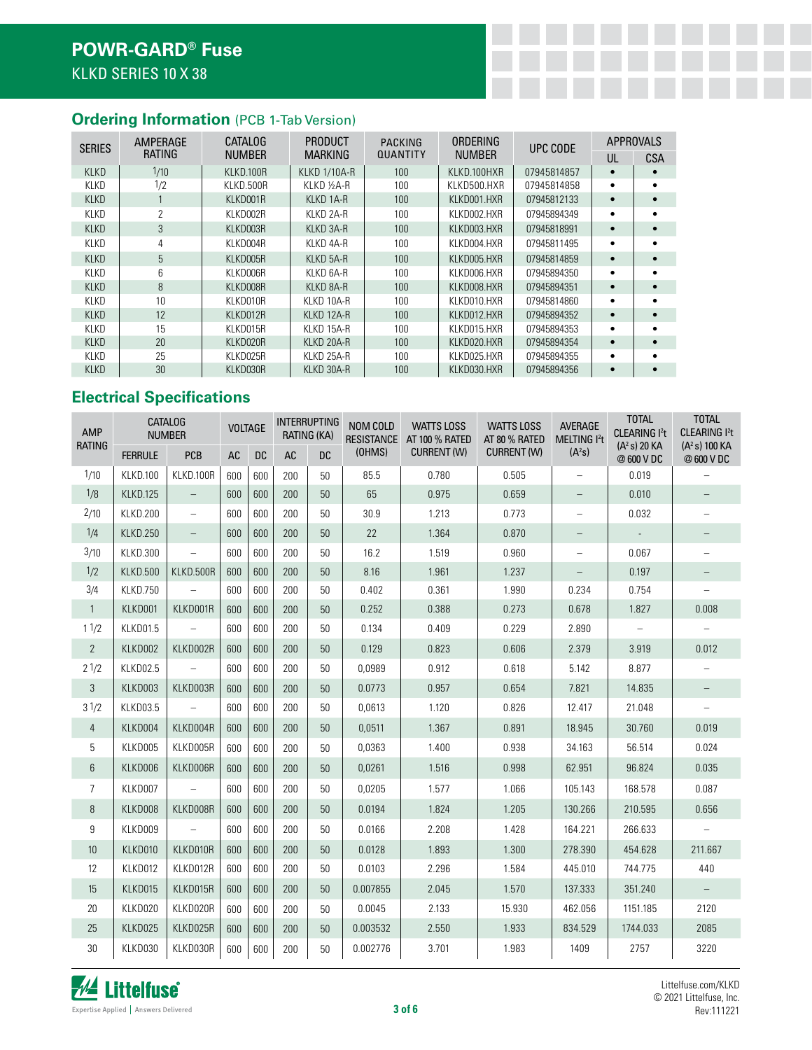# POWR-GARD® Fuse

KLKD SERIES 10 X 38

## Ordering Information (PCB 1-Tab Version)

| SERIES | AMPERAGE RATING | CATALOG NUMBER | PRODUCT MARKING | PACKING QUANTITY | ORDERING NUMBER | UPC CODE | APPROVALS | |
|---|---|---|---|---|---|---|---|---|
| | | | | | | | UL | CSA |
| KLKD | 1/10 | KLKD.100R | KLKD 1/10A-R | 100 | KLKD.100HXR | 07945814857 | • | • |
| KLKD | 1/2 | KLKD.500R | KLKD ½A-R | 100 | KLKD500.HXR | 07945814858 | • | • |
| KLKD | 1 | KLKD001R | KLKD 1A-R | 100 | KLKD001.HXR | 07945812133 | • | • |
| KLKD | 2 | KLKD002R | KLKD 2A-R | 100 | KLKD002.HXR | 07945894349 | • | • |
| KLKD | 3 | KLKD003R | KLKD 3A-R | 100 | KLKD003.HXR | 07945818991 | • | • |
| KLKD | 4 | KLKD004R | KLKD 4A-R | 100 | KLKD004.HXR | 07945811495 | • | • |
| KLKD | 5 | KLKD005R | KLKD 5A-R | 100 | KLKD005.HXR | 07945814859 | • | • |
| KLKD | 6 | KLKD006R | KLKD 6A-R | 100 | KLKD006.HXR | 07945894350 | • | • |
| KLKD | 8 | KLKD008R | KLKD 8A-R | 100 | KLKD008.HXR | 07945894351 | • | • |
| KLKD | 10 | KLKD010R | KLKD 10A-R | 100 | KLKD010.HXR | 07945814860 | • | • |
| KLKD | 12 | KLKD012R | KLKD 12A-R | 100 | KLKD012.HXR | 07945894352 | • | • |
| KLKD | 15 | KLKD015R | KLKD 15A-R | 100 | KLKD015.HXR | 07945894353 | • | • |
| KLKD | 20 | KLKD020R | KLKD 20A-R | 100 | KLKD020.HXR | 07945894354 | • | • |
| KLKD | 25 | KLKD025R | KLKD 25A-R | 100 | KLKD025.HXR | 07945894355 | • | • |
| KLKD | 30 | KLKD030R | KLKD 30A-R | 100 | KLKD030.HXR | 07945894356 | • | • |

## Electrical Specifications

| AMP RATING | CATALOG NUMBER | | VOLTAGE | | INTERRUPTING RATING (KA) | | NOM COLD RESISTANCE (OHMS) | WATTS LOSS AT 100 % RATED CURRENT (W) | WATTS LOSS AT 80 % RATED CURRENT (W) | AVERAGE MELTING I²t (A²s) | TOTAL CLEARING I²t (A² s) 20 KA @ 600 V DC | TOTAL CLEARING I²t (A² s) 100 KA @ 600 V DC |
|---|---|---|---|---|---|---|---|---|---|---|---|---|
| | FERRULE | PCB | AC | DC | AC | DC | | | | | | |
| 1/10 | KLKD.100 | KLKD.100R | 600 | 600 | 200 | 50 | 85.5 | 0.780 | 0.505 | – | 0.019 | – |
| 1/8 | KLKD.125 | – | 600 | 600 | 200 | 50 | 65 | 0.975 | 0.659 | – | 0.010 | – |
| 2/10 | KLKD.200 | – | 600 | 600 | 200 | 50 | 30.9 | 1.213 | 0.773 | – | 0.032 | – |
| 1/4 | KLKD.250 | – | 600 | 600 | 200 | 50 | 22 | 1.364 | 0.870 | – | - | – |
| 3/10 | KLKD.300 | – | 600 | 600 | 200 | 50 | 16.2 | 1.519 | 0.960 | – | 0.067 | – |
| 1/2 | KLKD.500 | KLKD.500R | 600 | 600 | 200 | 50 | 8.16 | 1.961 | 1.237 | – | 0.197 | – |
| 3/4 | KLKD.750 | – | 600 | 600 | 200 | 50 | 0.402 | 0.361 | 1.990 | 0.234 | 0.754 | – |
| 1 | KLKD001 | KLKD001R | 600 | 600 | 200 | 50 | 0.252 | 0.388 | 0.273 | 0.678 | 1.827 | 0.008 |
| 1 1/2 | KLKD01.5 | – | 600 | 600 | 200 | 50 | 0.134 | 0.409 | 0.229 | 2.890 | – | – |
| 2 | KLKD002 | KLKD002R | 600 | 600 | 200 | 50 | 0.129 | 0.823 | 0.606 | 2.379 | 3.919 | 0.012 |
| 2 1/2 | KLKD02.5 | – | 600 | 600 | 200 | 50 | 0,0989 | 0.912 | 0.618 | 5.142 | 8.877 | – |
| 3 | KLKD003 | KLKD003R | 600 | 600 | 200 | 50 | 0.0773 | 0.957 | 0.654 | 7.821 | 14.835 | – |
| 3 1/2 | KLKD03.5 | – | 600 | 600 | 200 | 50 | 0,0613 | 1.120 | 0.826 | 12.417 | 21.048 | – |
| 4 | KLKD004 | KLKD004R | 600 | 600 | 200 | 50 | 0,0511 | 1.367 | 0.891 | 18.945 | 30.760 | 0.019 |
| 5 | KLKD005 | KLKD005R | 600 | 600 | 200 | 50 | 0,0363 | 1.400 | 0.938 | 34.163 | 56.514 | 0.024 |
| 6 | KLKD006 | KLKD006R | 600 | 600 | 200 | 50 | 0,0261 | 1.516 | 0.998 | 62.951 | 96.824 | 0.035 |
| 7 | KLKD007 | – | 600 | 600 | 200 | 50 | 0,0205 | 1.577 | 1.066 | 105.143 | 168.578 | 0.087 |
| 8 | KLKD008 | KLKD008R | 600 | 600 | 200 | 50 | 0.0194 | 1.824 | 1.205 | 130.266 | 210.595 | 0.656 |
| 9 | KLKD009 | – | 600 | 600 | 200 | 50 | 0.0166 | 2.208 | 1.428 | 164.221 | 266.633 | – |
| 10 | KLKD010 | KLKD010R | 600 | 600 | 200 | 50 | 0.0128 | 1.893 | 1.300 | 278.390 | 454.628 | 211.667 |
| 12 | KLKD012 | KLKD012R | 600 | 600 | 200 | 50 | 0.0103 | 2.296 | 1.584 | 445.010 | 744.775 | 440 |
| 15 | KLKD015 | KLKD015R | 600 | 600 | 200 | 50 | 0.007855 | 2.045 | 1.570 | 137.333 | 351.240 | – |
| 20 | KLKD020 | KLKD020R | 600 | 600 | 200 | 50 | 0.0045 | 2.133 | 15.930 | 462.056 | 1151.185 | 2120 |
| 25 | KLKD025 | KLKD025R | 600 | 600 | 200 | 50 | 0.003532 | 2.550 | 1.933 | 834.529 | 1744.033 | 2085 |
| 30 | KLKD030 | KLKD030R | 600 | 600 | 200 | 50 | 0.002776 | 3.701 | 1.983 | 1409 | 2757 | 3220 |

Littelfuse — Expertise Applied | Answers Delivered

Littelfuse.com/KLKD
© 2021 Littelfuse, Inc.
Rev:111221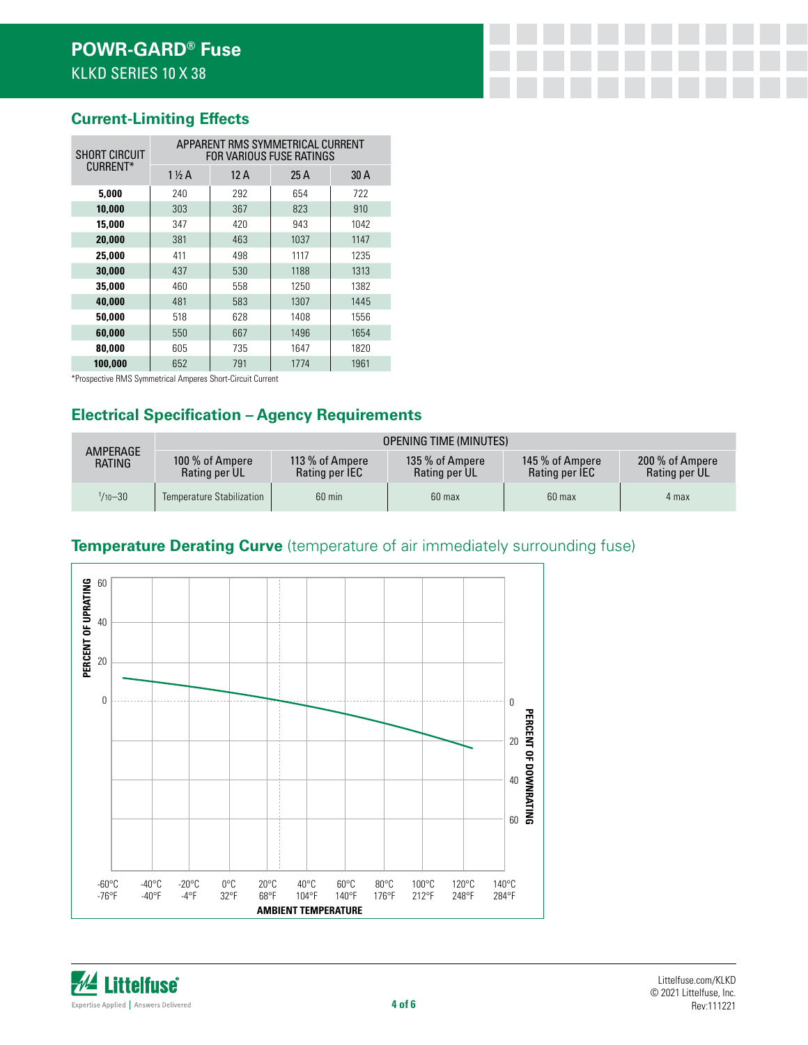## Current-Limiting Effects

| SHORT CIRCUIT CURRENT* | APPARENT RMS SYMMETRICAL CURRENT FOR VARIOUS FUSE RATINGS | | | |
|---|---|---|---|---|
| | 1½ A | 12 A | 25 A | 30 A |
| **5,000** | 240 | 292 | 654 | 722 |
| **10,000** | 303 | 367 | 823 | 910 |
| **15,000** | 347 | 420 | 943 | 1042 |
| **20,000** | 381 | 463 | 1037 | 1147 |
| **25,000** | 411 | 498 | 1117 | 1235 |
| **30,000** | 437 | 530 | 1188 | 1313 |
| **35,000** | 460 | 558 | 1250 | 1382 |
| **40,000** | 481 | 583 | 1307 | 1445 |
| **50,000** | 518 | 628 | 1408 | 1556 |
| **60,000** | 550 | 667 | 1496 | 1654 |
| **80,000** | 605 | 735 | 1647 | 1820 |
| **100,000** | 652 | 791 | 1774 | 1961 |

*Prospective RMS Symmetrical Amperes Short-Circuit Current

## Electrical Specification – Agency Requirements

| AMPERAGE RATING | OPENING TIME (MINUTES) | | | | |
|---|---|---|---|---|---|
| | 100 % of Ampere Rating per UL | 113 % of Ampere Rating per IEC | 135 % of Ampere Rating per UL | 145 % of Ampere Rating per IEC | 200 % of Ampere Rating per UL |
| 1/10–30 | Temperature Stabilization | 60 min | 60 max | 60 max | 4 max |

## Temperature Derating Curve (temperature of air immediately surrounding fuse)

PERCENT OF UPRATING: 60, 40, 20, 0

PERCENT OF DOWNRATING: 0, 20, 40, 60

AMBIENT TEMPERATURE: -60°C -76°F, -40°C -40°F, -20°C -4°F, 0°C 32°F, 20°C 68°F, 40°C 104°F, 60°C 140°F, 80°C 176°F, 100°C 212°F, 120°C 248°F, 140°C 284°F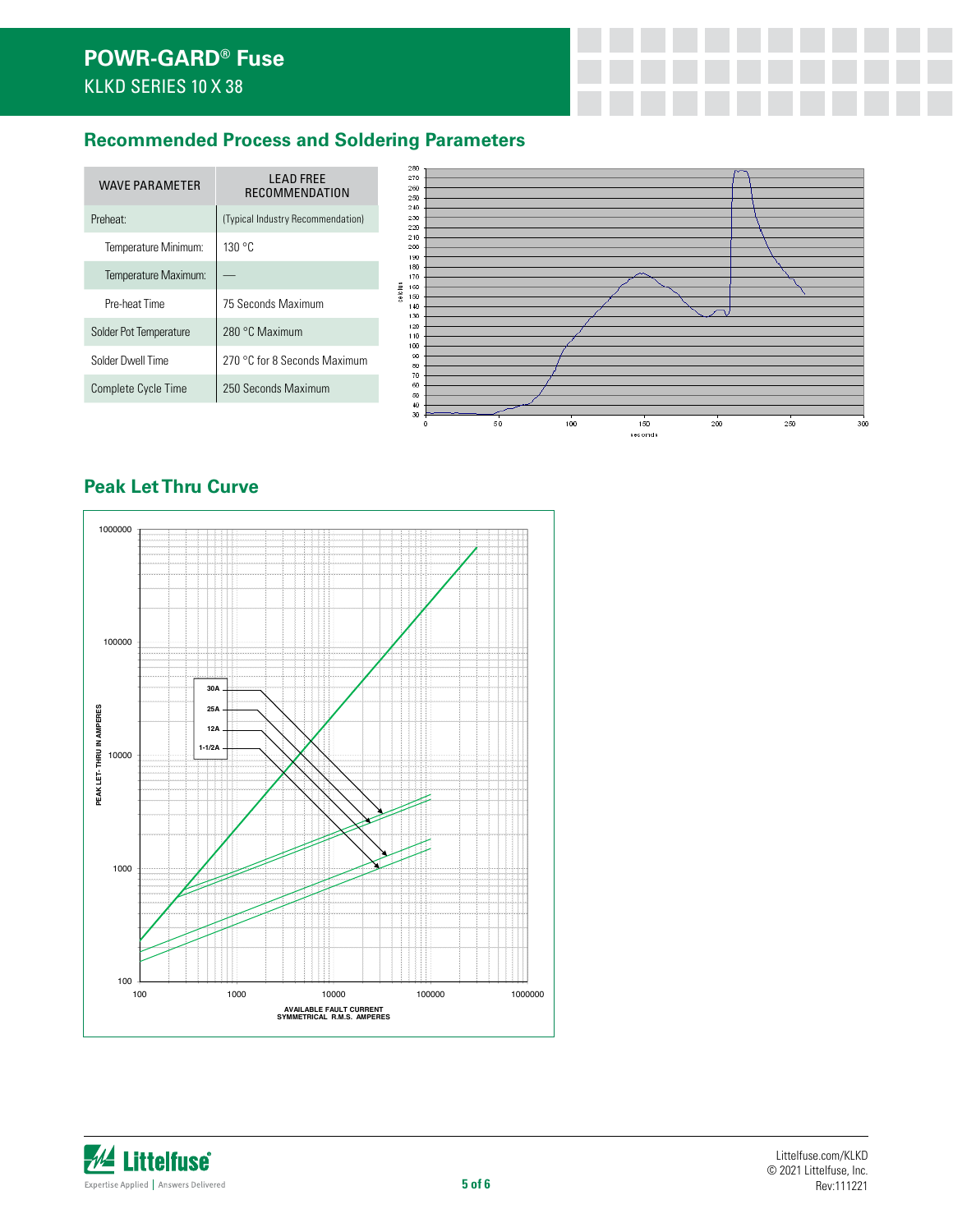## Recommended Process and Soldering Parameters

| WAVE PARAMETER | LEAD FREE RECOMMENDATION |
|---|---|
| Preheat: | (Typical Industry Recommendation) |
| Temperature Minimum: | 130 °C |
| Temperature Maximum: | — |
| Pre-heat Time | 75 Seconds Maximum |
| Solder Pot Temperature | 280 °C Maximum |
| Solder Dwell Time | 270 °C for 8 Seconds Maximum |
| Complete Cycle Time | 250 Seconds Maximum |

## Peak Let Thru Curve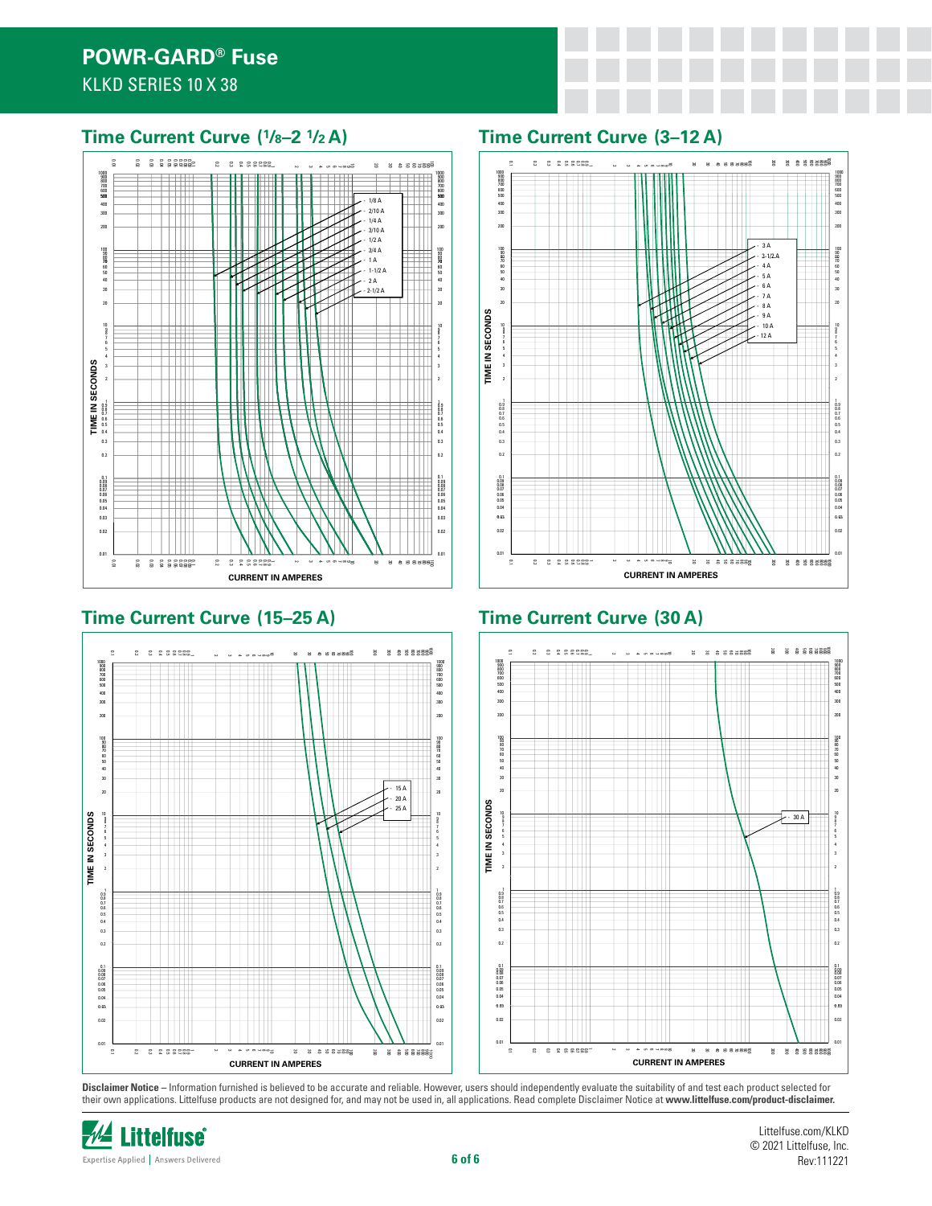# POWR-GARD® Fuse

KLKD SERIES 10 X 38

## Time Current Curve (1/8–2 1/2 A)

1/8 A
2/10 A
1/4 A
3/10 A
1/2 A
3/4 A
1 A
1-1/2 A
2 A
2-1/2 A

TIME IN SECONDS

CURRENT IN AMPERES

## Time Current Curve (3–12 A)

3 A
3-1/2 A
4 A
5 A
6 A
7 A
8 A
9 A
10 A
12 A

TIME IN SECONDS

CURRENT IN AMPERES

## Time Current Curve (15–25 A)

15 A
20 A
25 A

TIME IN SECONDS

CURRENT IN AMPERES

## Time Current Curve (30 A)

30 A

TIME IN SECONDS

CURRENT IN AMPERES

**Disclaimer Notice** – Information furnished is believed to be accurate and reliable. However, users should independently evaluate the suitability of and test each product selected for their own applications. Littelfuse products are not designed for, and may not be used in, all applications. Read complete Disclaimer Notice at **www.littelfuse.com/product-disclaimer.**

Littelfuse
Expertise Applied | Answers Delivered

Littelfuse.com/KLKD
© 2021 Littelfuse, Inc.
Rev:111221